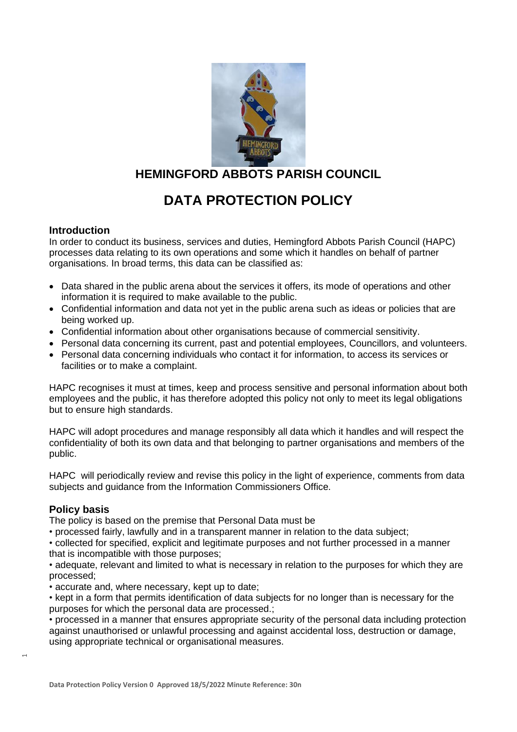# HEMINGFORD ABBOTS PARISH COUNCIL

# DATA PROTECTION POLICY

## Introduction

In order to conduct its business, services and duties, Hemingford Abbots Parish Council (HAPC) processes data relating to its own operations and some which it handles on behalf of partner organisations. In broad terms, this data can be classified as:

- Data shared in the public arena about the services it offers, its mode of operations and other information it is required to make available to the public.
- Confidential information and data not yet in the public arena such as ideas or policies that are being worked up.
- Confidential information about other organisations because of commercial sensitivity.
- Personal data concerning its current, past and potential employees, Councillors, and volunteers.
- Personal data concerning individuals who contact it for information, to access its services or facilities or to make a complaint.

HAPC recognises it must at times, keep and process sensitive and personal information about both employees and the public, it has therefore adopted this policy not only to meet its legal obligations but to ensure high standards.

HAPC will adopt procedures and manage responsibly all data which it handles and will respect the confidentiality of both its own data and that belonging to partner organisations and members of the public.

HAPC will periodically review and revise this policy in the light of experience, comments from data subjects and guidance from the Information Commissioners Office.

## Policy basis

The policy is based on the premise that Personal Data must be

• processed fairly, lawfully and in a transparent manner in relation to the data subject;

• collected for specified, explicit and legitimate purposes and not further processed in a manner that is incompatible with those purposes;

• adequate, relevant and limited to what is necessary in relation to the purposes for which they are processed;

• accurate and, where necessary, kept up to date;

• kept in a form that permits identification of data subjects for no longer than is necessary for the purposes for which the personal data are processed.;

• processed in a manner that ensures appropriate security of the personal data including protection against unauthorised or unlawful processing and against accidental loss, destruction or damage, using appropriate technical or organisational measures.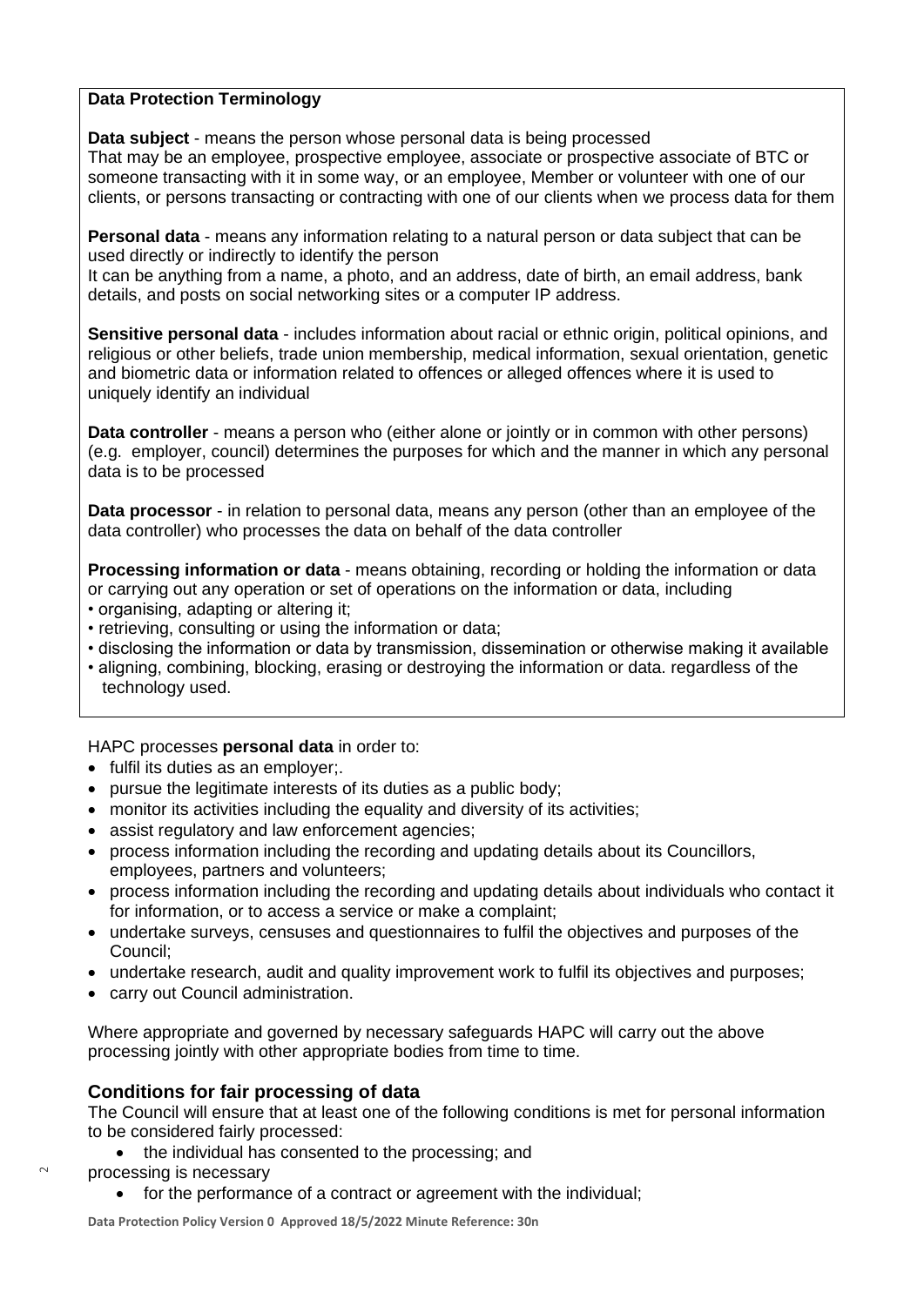**Data Protection Terminology**

**Data subject** - means the person whose personal data is being processed
That may be an employee, prospective employee, associate or prospective associate of BTC or someone transacting with it in some way, or an employee, Member or volunteer with one of our clients, or persons transacting or contracting with one of our clients when we process data for them

**Personal data** - means any information relating to a natural person or data subject that can be used directly or indirectly to identify the person
It can be anything from a name, a photo, and an address, date of birth, an email address, bank details, and posts on social networking sites or a computer IP address.

**Sensitive personal data** - includes information about racial or ethnic origin, political opinions, and religious or other beliefs, trade union membership, medical information, sexual orientation, genetic and biometric data or information related to offences or alleged offences where it is used to uniquely identify an individual

**Data controller** - means a person who (either alone or jointly or in common with other persons) (e.g. employer, council) determines the purposes for which and the manner in which any personal data is to be processed

**Data processor** - in relation to personal data, means any person (other than an employee of the data controller) who processes the data on behalf of the data controller

**Processing information or data** - means obtaining, recording or holding the information or data or carrying out any operation or set of operations on the information or data, including

- organising, adapting or altering it;
- retrieving, consulting or using the information or data;
- disclosing the information or data by transmission, dissemination or otherwise making it available
- aligning, combining, blocking, erasing or destroying the information or data. regardless of the technology used.

HAPC processes **personal data** in order to:

- fulfil its duties as an employer;.
- pursue the legitimate interests of its duties as a public body;
- monitor its activities including the equality and diversity of its activities;
- assist regulatory and law enforcement agencies;
- process information including the recording and updating details about its Councillors, employees, partners and volunteers;
- process information including the recording and updating details about individuals who contact it for information, or to access a service or make a complaint;
- undertake surveys, censuses and questionnaires to fulfil the objectives and purposes of the Council;
- undertake research, audit and quality improvement work to fulfil its objectives and purposes;
- carry out Council administration.

Where appropriate and governed by necessary safeguards HAPC will carry out the above processing jointly with other appropriate bodies from time to time.

## Conditions for fair processing of data

The Council will ensure that at least one of the following conditions is met for personal information to be considered fairly processed:

- the individual has consented to the processing; and

processing is necessary

- for the performance of a contract or agreement with the individual;

Data Protection Policy Version 0 Approved 18/5/2022 Minute Reference: 30n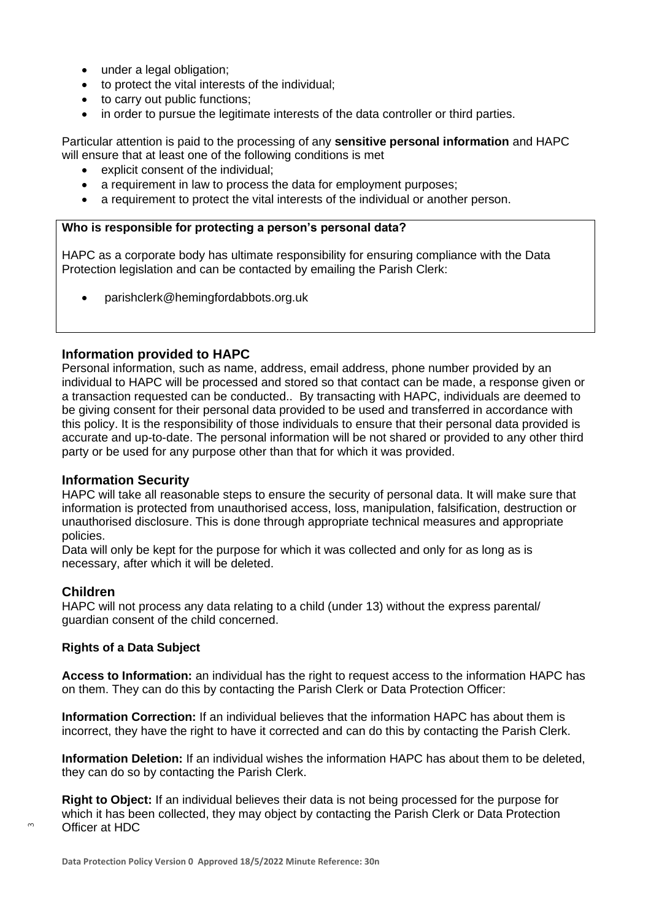- under a legal obligation;
- to protect the vital interests of the individual;
- to carry out public functions;
- in order to pursue the legitimate interests of the data controller or third parties.

Particular attention is paid to the processing of any **sensitive personal information** and HAPC will ensure that at least one of the following conditions is met

- explicit consent of the individual;
- a requirement in law to process the data for employment purposes;
- a requirement to protect the vital interests of the individual or another person.

**Who is responsible for protecting a person's personal data?**

HAPC as a corporate body has ultimate responsibility for ensuring compliance with the Data Protection legislation and can be contacted by emailing the Parish Clerk:

- parishclerk@hemingfordabbots.org.uk

## Information provided to HAPC

Personal information, such as name, address, email address, phone number provided by an individual to HAPC will be processed and stored so that contact can be made, a response given or a transaction requested can be conducted.. By transacting with HAPC, individuals are deemed to be giving consent for their personal data provided to be used and transferred in accordance with this policy. It is the responsibility of those individuals to ensure that their personal data provided is accurate and up-to-date. The personal information will be not shared or provided to any other third party or be used for any purpose other than that for which it was provided.

## Information Security

HAPC will take all reasonable steps to ensure the security of personal data. It will make sure that information is protected from unauthorised access, loss, manipulation, falsification, destruction or unauthorised disclosure. This is done through appropriate technical measures and appropriate policies.

Data will only be kept for the purpose for which it was collected and only for as long as is necessary, after which it will be deleted.

## Children

HAPC will not process any data relating to a child (under 13) without the express parental/ guardian consent of the child concerned.

**Rights of a Data Subject**

**Access to Information:** an individual has the right to request access to the information HAPC has on them. They can do this by contacting the Parish Clerk or Data Protection Officer:

**Information Correction:** If an individual believes that the information HAPC has about them is incorrect, they have the right to have it corrected and can do this by contacting the Parish Clerk.

**Information Deletion:** If an individual wishes the information HAPC has about them to be deleted, they can do so by contacting the Parish Clerk.

**Right to Object:** If an individual believes their data is not being processed for the purpose for which it has been collected, they may object by contacting the Parish Clerk or Data Protection Officer at HDC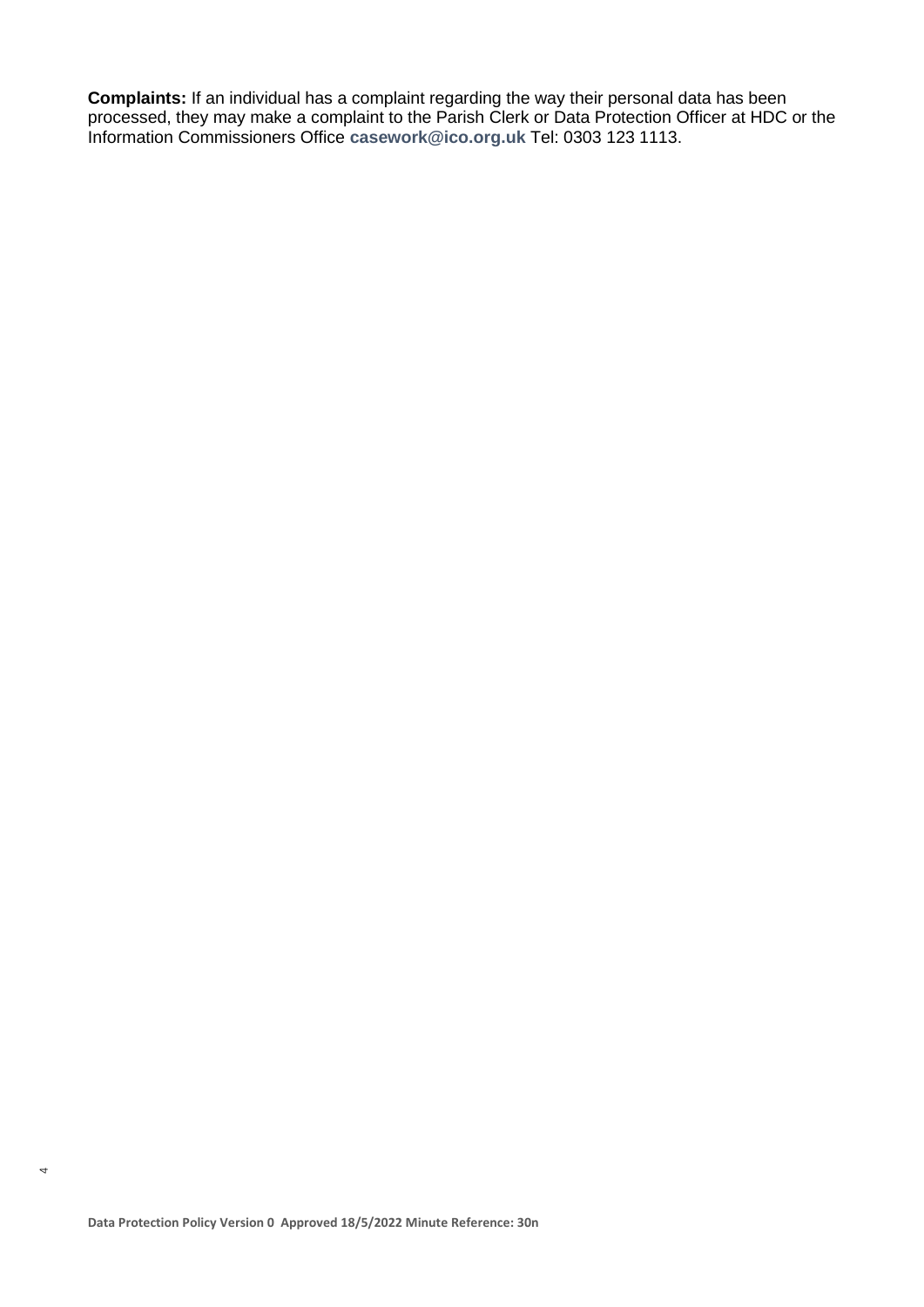**Complaints:** If an individual has a complaint regarding the way their personal data has been processed, they may make a complaint to the Parish Clerk or Data Protection Officer at HDC or the Information Commissioners Office **casework@ico.org.uk** Tel: 0303 123 1113.